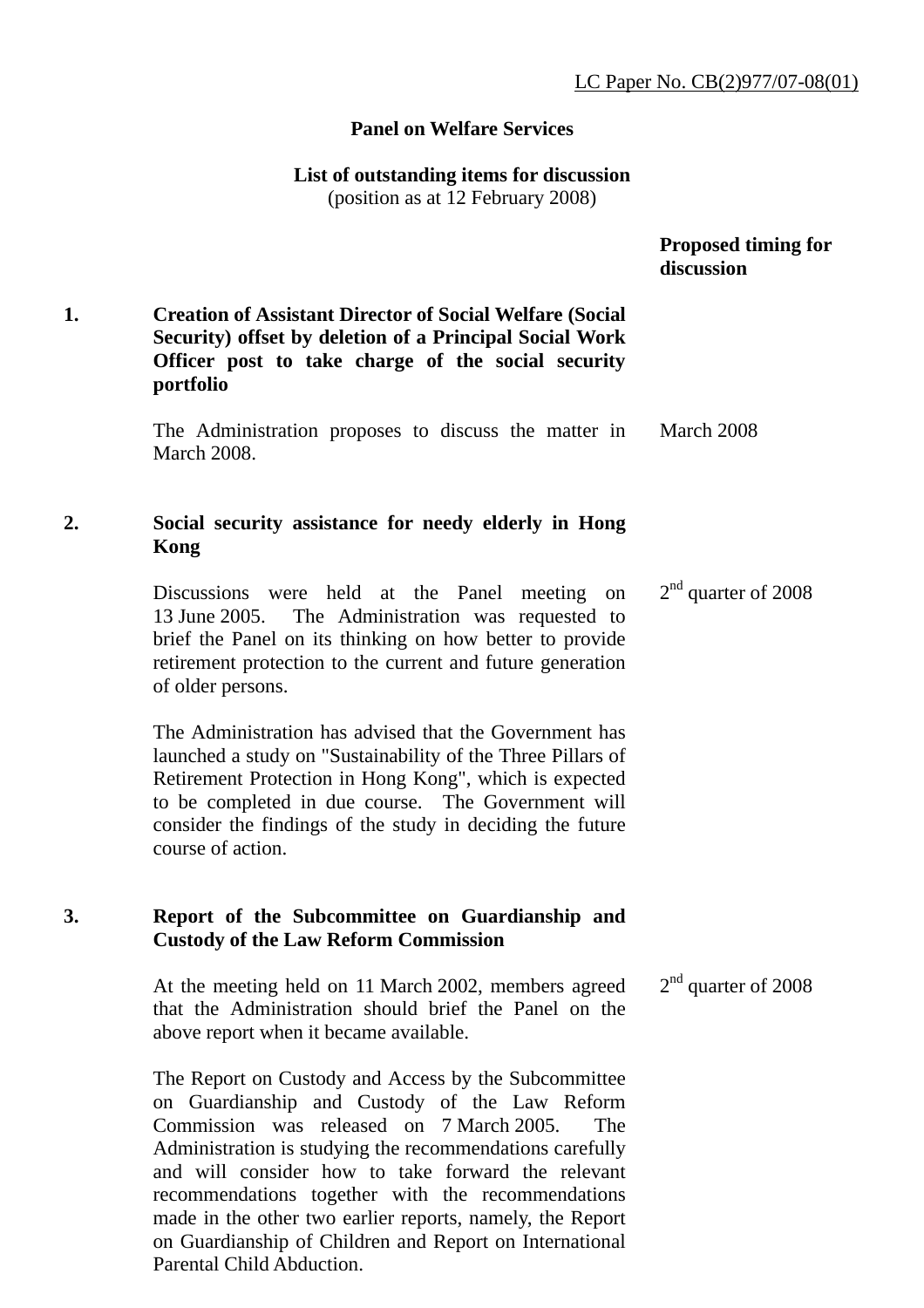LC Paper No. CB(2)977/07-08(01)

**Panel on Welfare Services**

**List of outstanding items for discussion**
(position as at 12 February 2008)

| | | Proposed timing for discussion |
|---|---|---|
| **1.** | **Creation of Assistant Director of Social Welfare (Social Security) offset by deletion of a Principal Social Work Officer post to take charge of the social security portfolio** | |
| | The Administration proposes to discuss the matter in March 2008. | March 2008 |
| **2.** | **Social security assistance for needy elderly in Hong Kong** | |
| | Discussions were held at the Panel meeting on 13 June 2005. The Administration was requested to brief the Panel on its thinking on how better to provide retirement protection to the current and future generation of older persons.<br><br>The Administration has advised that the Government has launched a study on "Sustainability of the Three Pillars of Retirement Protection in Hong Kong", which is expected to be completed in due course. The Government will consider the findings of the study in deciding the future course of action. | 2nd quarter of 2008 |
| **3.** | **Report of the Subcommittee on Guardianship and Custody of the Law Reform Commission** | |
| | At the meeting held on 11 March 2002, members agreed that the Administration should brief the Panel on the above report when it became available.<br><br>The Report on Custody and Access by the Subcommittee on Guardianship and Custody of the Law Reform Commission was released on 7 March 2005. The Administration is studying the recommendations carefully and will consider how to take forward the relevant recommendations together with the recommendations made in the other two earlier reports, namely, the Report on Guardianship of Children and Report on International Parental Child Abduction. | 2nd quarter of 2008 |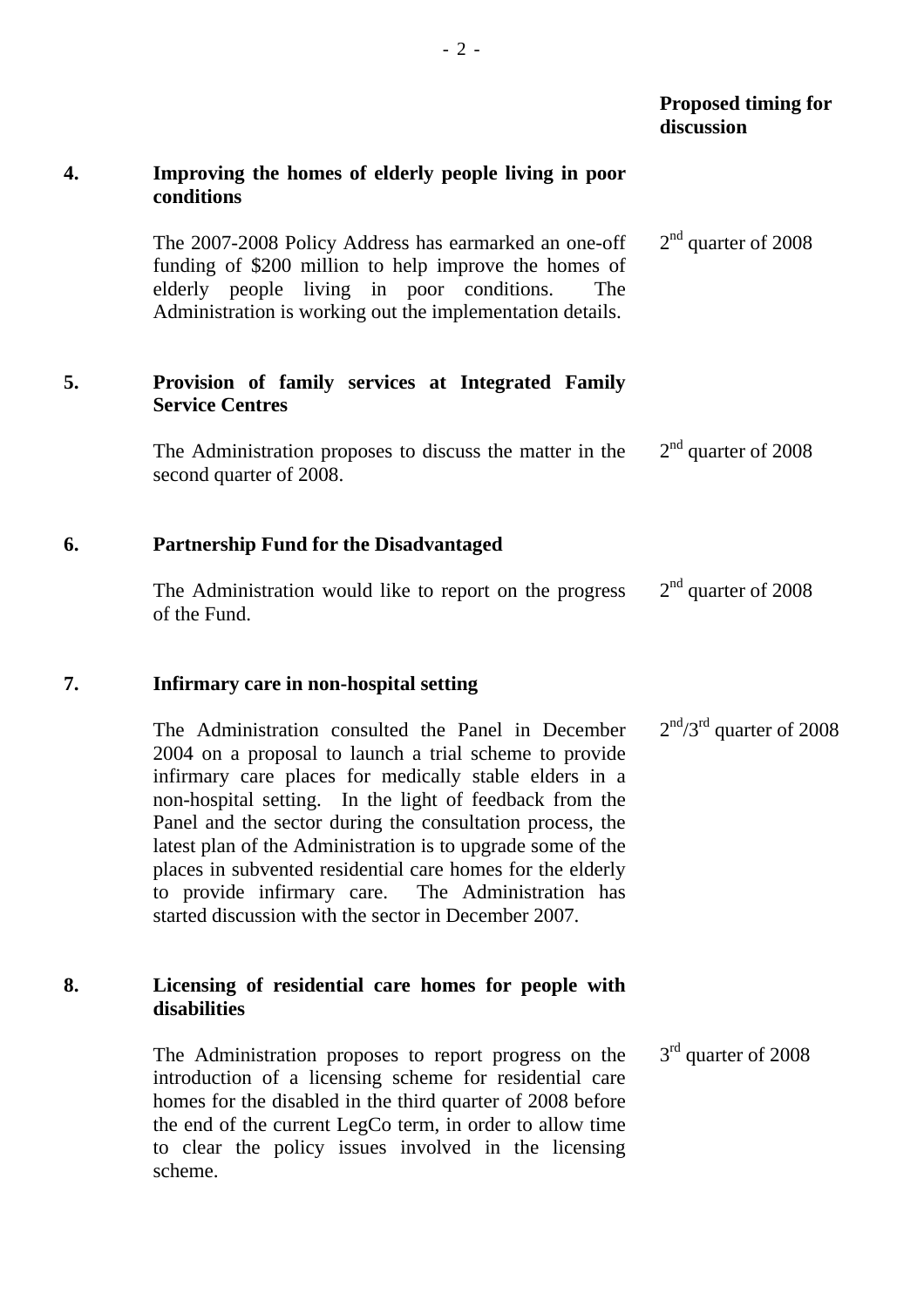| | | Proposed timing for discussion |
|---|---|---|
| **4.** | **Improving the homes of elderly people living in poor conditions** | |
| | The 2007-2008 Policy Address has earmarked an one-off funding of $200 million to help improve the homes of elderly people living in poor conditions. The Administration is working out the implementation details. | 2nd quarter of 2008 |
| **5.** | **Provision of family services at Integrated Family Service Centres** | |
| | The Administration proposes to discuss the matter in the second quarter of 2008. | 2nd quarter of 2008 |
| **6.** | **Partnership Fund for the Disadvantaged** | |
| | The Administration would like to report on the progress of the Fund. | 2nd quarter of 2008 |
| **7.** | **Infirmary care in non-hospital setting** | |
| | The Administration consulted the Panel in December 2004 on a proposal to launch a trial scheme to provide infirmary care places for medically stable elders in a non-hospital setting. In the light of feedback from the Panel and the sector during the consultation process, the latest plan of the Administration is to upgrade some of the places in subvented residential care homes for the elderly to provide infirmary care. The Administration has started discussion with the sector in December 2007. | 2nd/3rd quarter of 2008 |
| **8.** | **Licensing of residential care homes for people with disabilities** | |
| | The Administration proposes to report progress on the introduction of a licensing scheme for residential care homes for the disabled in the third quarter of 2008 before the end of the current LegCo term, in order to allow time to clear the policy issues involved in the licensing scheme. | 3rd quarter of 2008 |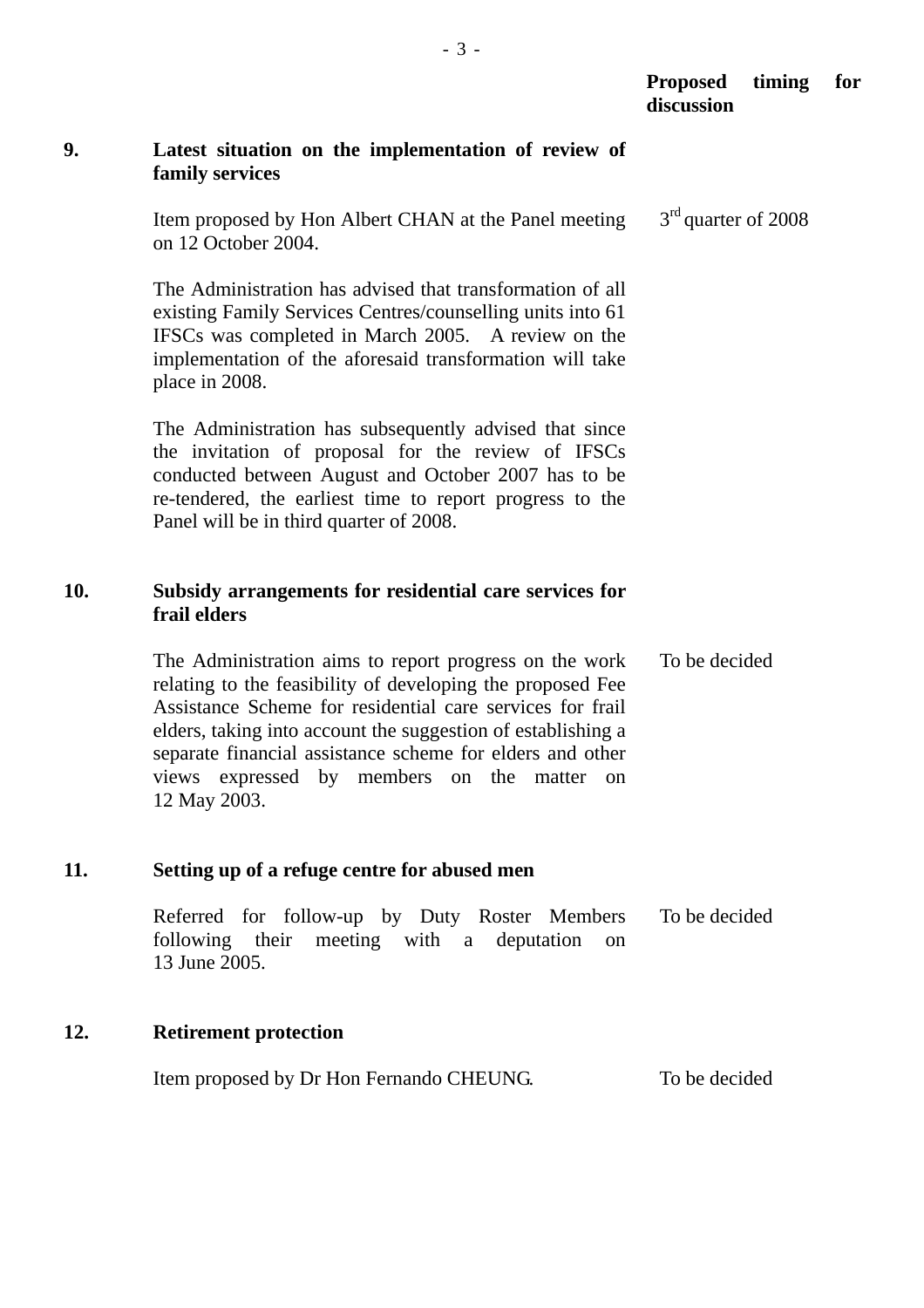| | | Proposed timing for discussion |
|---|---|---|
| **9.** | **Latest situation on the implementation of review of family services** | |
| | Item proposed by Hon Albert CHAN at the Panel meeting on 12 October 2004. | 3rd quarter of 2008 |
| | The Administration has advised that transformation of all existing Family Services Centres/counselling units into 61 IFSCs was completed in March 2005. A review on the implementation of the aforesaid transformation will take place in 2008. | |
| | The Administration has subsequently advised that since the invitation of proposal for the review of IFSCs conducted between August and October 2007 has to be re-tendered, the earliest time to report progress to the Panel will be in third quarter of 2008. | |
| **10.** | **Subsidy arrangements for residential care services for frail elders** | |
| | The Administration aims to report progress on the work relating to the feasibility of developing the proposed Fee Assistance Scheme for residential care services for frail elders, taking into account the suggestion of establishing a separate financial assistance scheme for elders and other views expressed by members on the matter on 12 May 2003. | To be decided |
| **11.** | **Setting up of a refuge centre for abused men** | |
| | Referred for follow-up by Duty Roster Members following their meeting with a deputation on 13 June 2005. | To be decided |
| **12.** | **Retirement protection** | |
| | Item proposed by Dr Hon Fernando CHEUNG. | To be decided |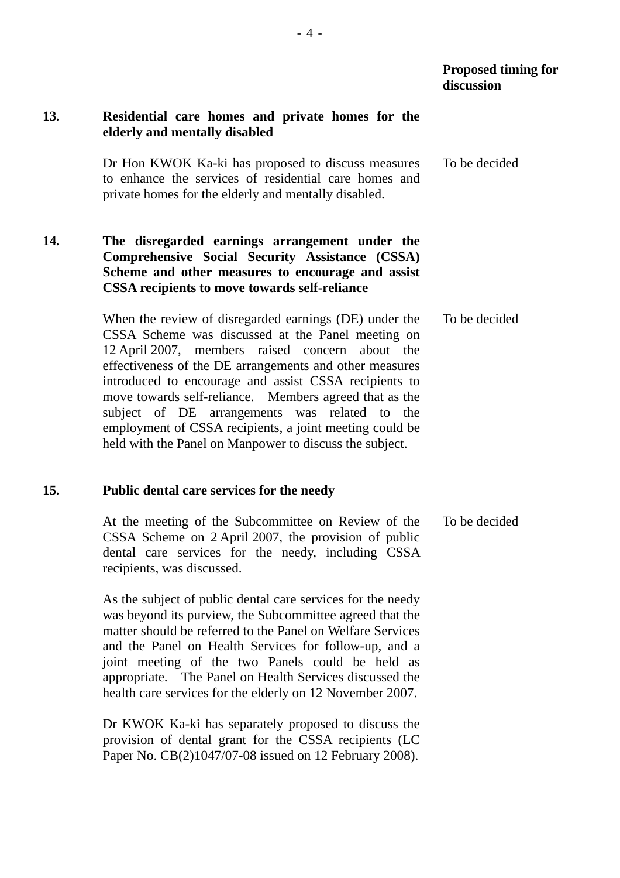| | | Proposed timing for discussion |
|---|---|---|
| **13.** | **Residential care homes and private homes for the elderly and mentally disabled** | |
| | Dr Hon KWOK Ka-ki has proposed to discuss measures to enhance the services of residential care homes and private homes for the elderly and mentally disabled. | To be decided |
| **14.** | **The disregarded earnings arrangement under the Comprehensive Social Security Assistance (CSSA) Scheme and other measures to encourage and assist CSSA recipients to move towards self-reliance** | |
| | When the review of disregarded earnings (DE) under the CSSA Scheme was discussed at the Panel meeting on 12 April 2007, members raised concern about the effectiveness of the DE arrangements and other measures introduced to encourage and assist CSSA recipients to move towards self-reliance. Members agreed that as the subject of DE arrangements was related to the employment of CSSA recipients, a joint meeting could be held with the Panel on Manpower to discuss the subject. | To be decided |
| **15.** | **Public dental care services for the needy** | |
| | At the meeting of the Subcommittee on Review of the CSSA Scheme on 2 April 2007, the provision of public dental care services for the needy, including CSSA recipients, was discussed.<br><br>As the subject of public dental care services for the needy was beyond its purview, the Subcommittee agreed that the matter should be referred to the Panel on Welfare Services and the Panel on Health Services for follow-up, and a joint meeting of the two Panels could be held as appropriate. The Panel on Health Services discussed the health care services for the elderly on 12 November 2007.<br><br>Dr KWOK Ka-ki has separately proposed to discuss the provision of dental grant for the CSSA recipients (LC Paper No. CB(2)1047/07-08 issued on 12 February 2008). | To be decided |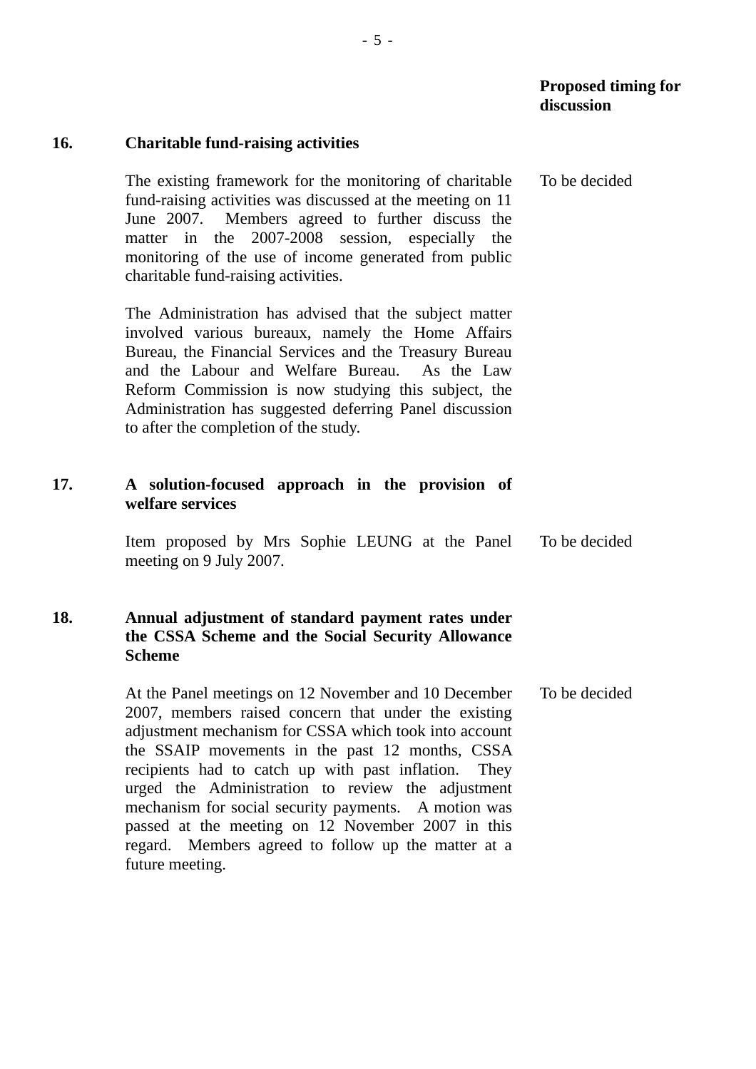| | | Proposed timing for discussion |
|---|---|---|
| **16.** | **Charitable fund-raising activities** | |
| | The existing framework for the monitoring of charitable fund-raising activities was discussed at the meeting on 11 June 2007. Members agreed to further discuss the matter in the 2007-2008 session, especially the monitoring of the use of income generated from public charitable fund-raising activities.<br><br>The Administration has advised that the subject matter involved various bureaux, namely the Home Affairs Bureau, the Financial Services and the Treasury Bureau and the Labour and Welfare Bureau. As the Law Reform Commission is now studying this subject, the Administration has suggested deferring Panel discussion to after the completion of the study. | To be decided |
| **17.** | **A solution-focused approach in the provision of welfare services** | |
| | Item proposed by Mrs Sophie LEUNG at the Panel meeting on 9 July 2007. | To be decided |
| **18.** | **Annual adjustment of standard payment rates under the CSSA Scheme and the Social Security Allowance Scheme** | |
| | At the Panel meetings on 12 November and 10 December 2007, members raised concern that under the existing adjustment mechanism for CSSA which took into account the SSAIP movements in the past 12 months, CSSA recipients had to catch up with past inflation. They urged the Administration to review the adjustment mechanism for social security payments. A motion was passed at the meeting on 12 November 2007 in this regard. Members agreed to follow up the matter at a future meeting. | To be decided |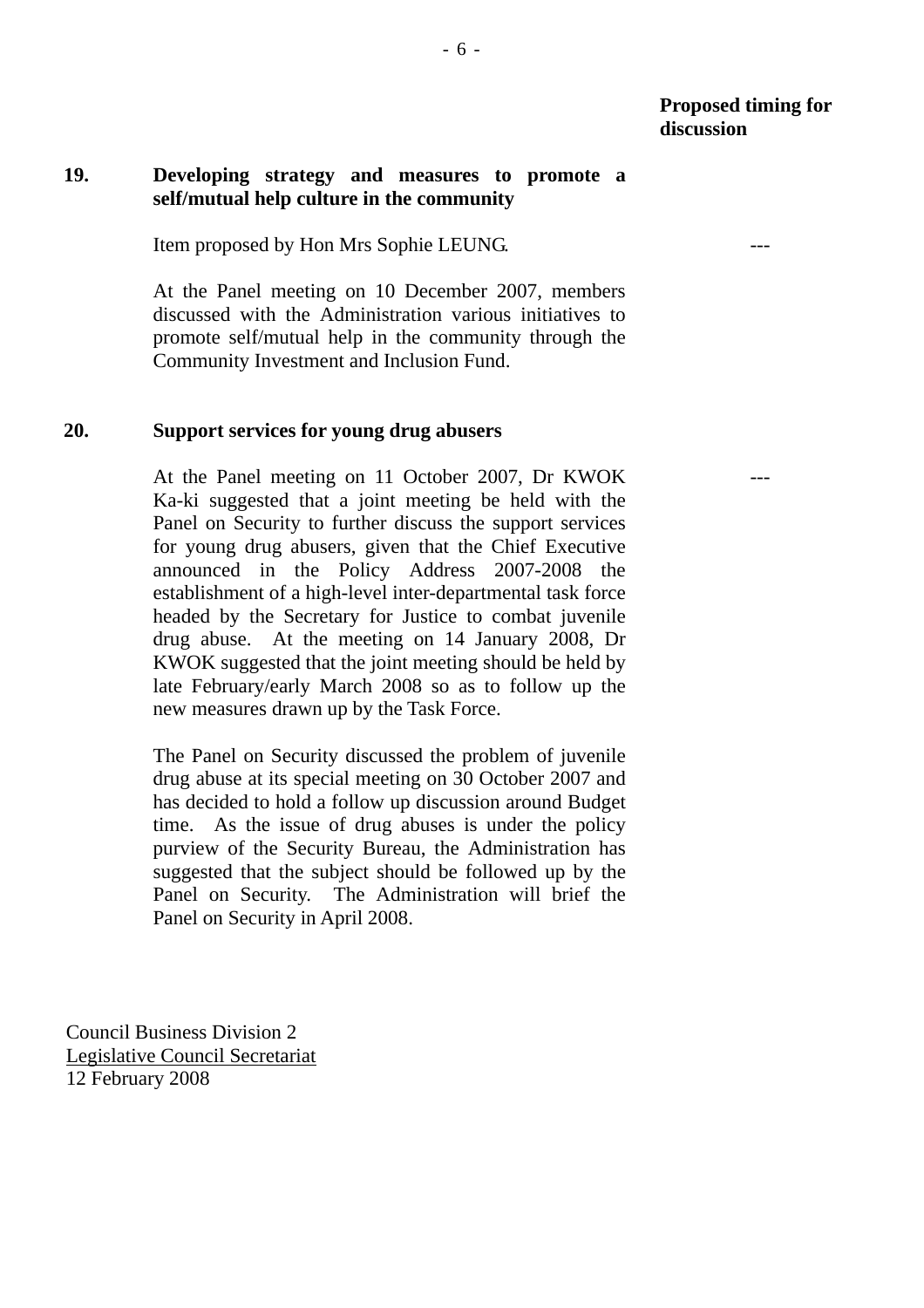**Proposed timing for discussion**

**19. Developing strategy and measures to promote a self/mutual help culture in the community**

Item proposed by Hon Mrs Sophie LEUNG. ---

At the Panel meeting on 10 December 2007, members discussed with the Administration various initiatives to promote self/mutual help in the community through the Community Investment and Inclusion Fund.

**20. Support services for young drug abusers**

At the Panel meeting on 11 October 2007, Dr KWOK Ka-ki suggested that a joint meeting be held with the Panel on Security to further discuss the support services for young drug abusers, given that the Chief Executive announced in the Policy Address 2007-2008 the establishment of a high-level inter-departmental task force headed by the Secretary for Justice to combat juvenile drug abuse. At the meeting on 14 January 2008, Dr KWOK suggested that the joint meeting should be held by late February/early March 2008 so as to follow up the new measures drawn up by the Task Force. ---

The Panel on Security discussed the problem of juvenile drug abuse at its special meeting on 30 October 2007 and has decided to hold a follow up discussion around Budget time. As the issue of drug abuses is under the policy purview of the Security Bureau, the Administration has suggested that the subject should be followed up by the Panel on Security. The Administration will brief the Panel on Security in April 2008.

Council Business Division 2
Legislative Council Secretariat
12 February 2008